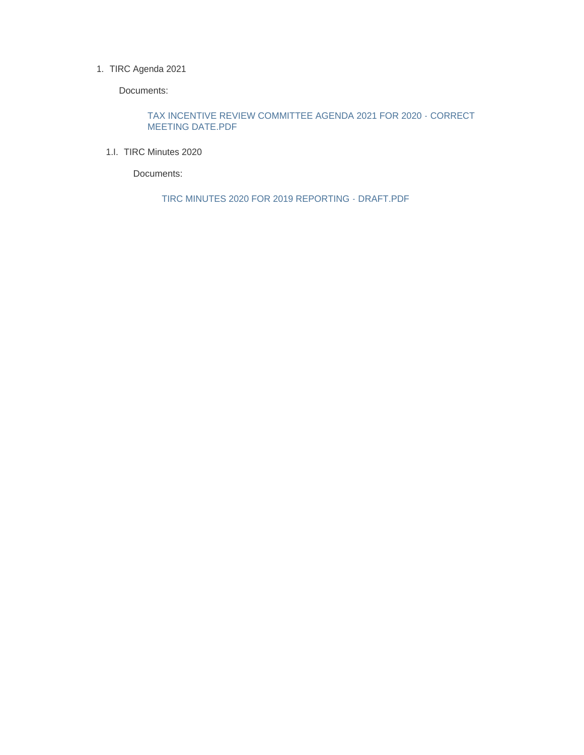1. TIRC Agenda 2021

    Documents:

    TAX INCENTIVE REVIEW COMMITTEE AGENDA 2021 FOR 2020 - CORRECT MEETING DATE.PDF

    1.I. TIRC Minutes 2020

        Documents:

        TIRC MINUTES 2020 FOR 2019 REPORTING - DRAFT.PDF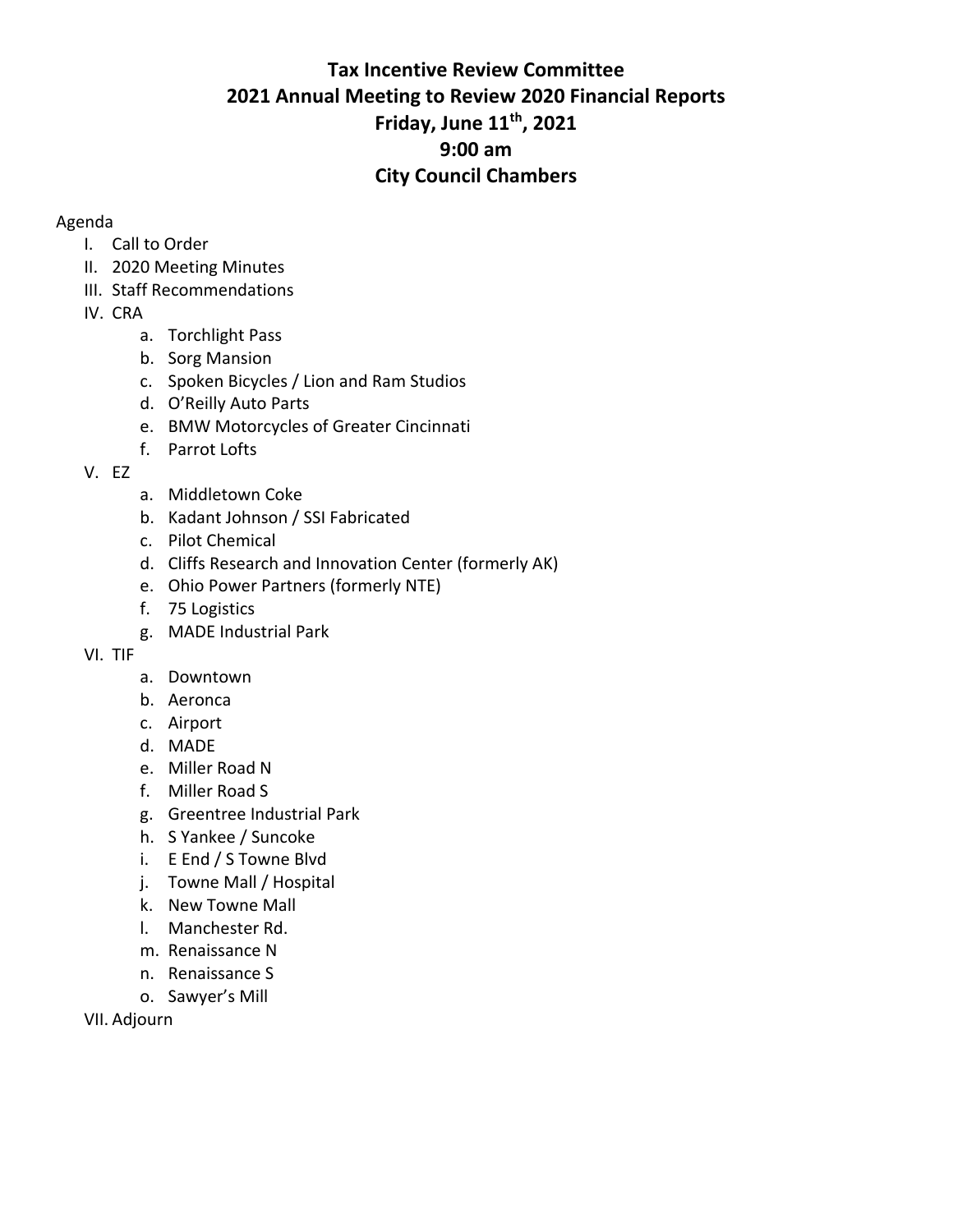# Tax Incentive Review Committee
# 2021 Annual Meeting to Review 2020 Financial Reports
# Friday, June 11th, 2021
# 9:00 am
# City Council Chambers

Agenda

I. Call to Order
II. 2020 Meeting Minutes
III. Staff Recommendations
IV. CRA
   a. Torchlight Pass
   b. Sorg Mansion
   c. Spoken Bicycles / Lion and Ram Studios
   d. O'Reilly Auto Parts
   e. BMW Motorcycles of Greater Cincinnati
   f. Parrot Lofts
V. EZ
   a. Middletown Coke
   b. Kadant Johnson / SSI Fabricated
   c. Pilot Chemical
   d. Cliffs Research and Innovation Center (formerly AK)
   e. Ohio Power Partners (formerly NTE)
   f. 75 Logistics
   g. MADE Industrial Park
VI. TIF
   a. Downtown
   b. Aeronca
   c. Airport
   d. MADE
   e. Miller Road N
   f. Miller Road S
   g. Greentree Industrial Park
   h. S Yankee / Suncoke
   i. E End / S Towne Blvd
   j. Towne Mall / Hospital
   k. New Towne Mall
   l. Manchester Rd.
   m. Renaissance N
   n. Renaissance S
   o. Sawyer's Mill
VII. Adjourn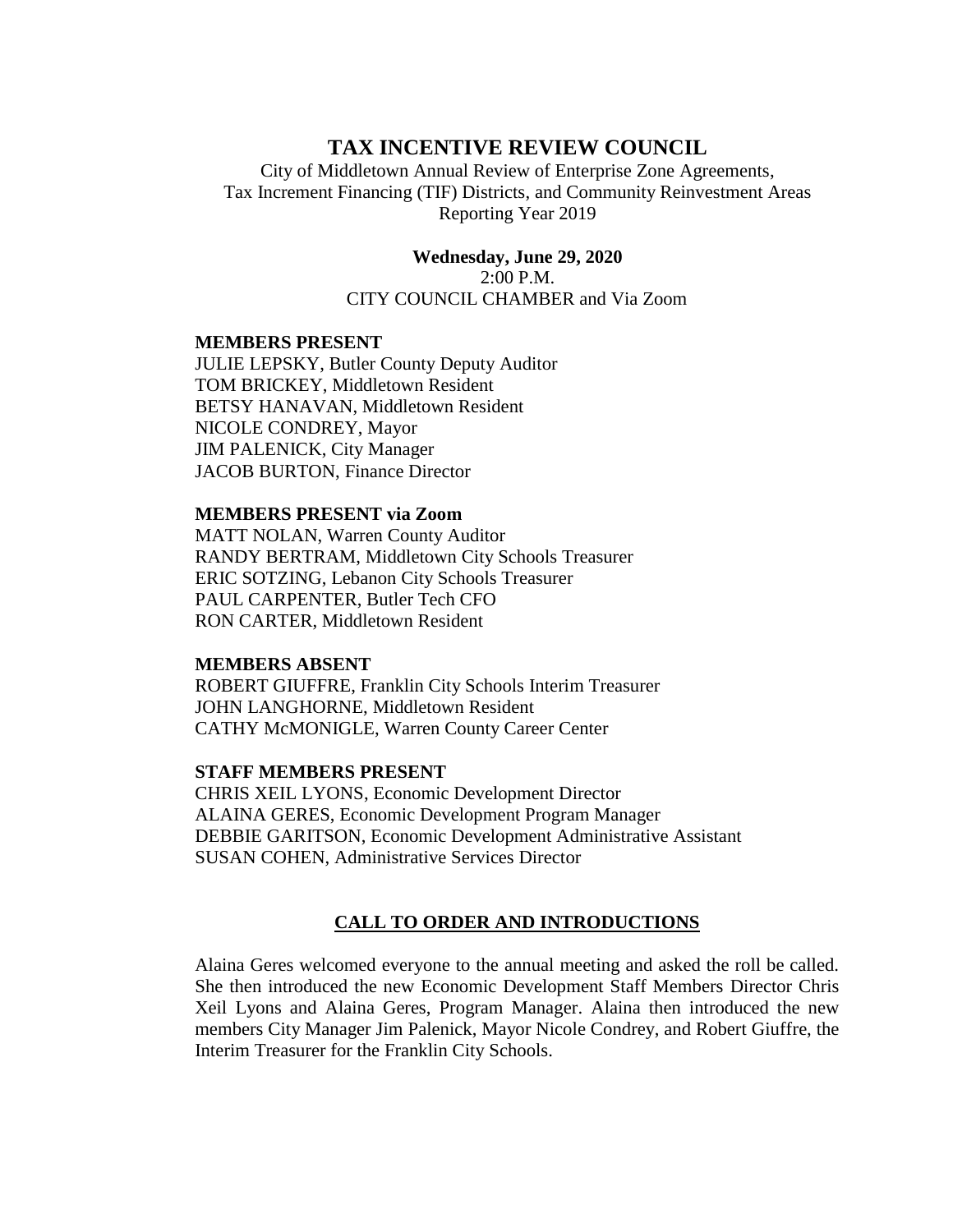# TAX INCENTIVE REVIEW COUNCIL

City of Middletown Annual Review of Enterprise Zone Agreements,
Tax Increment Financing (TIF) Districts, and Community Reinvestment Areas
Reporting Year 2019

**Wednesday, June 29, 2020**
2:00 P.M.
CITY COUNCIL CHAMBER and Via Zoom

**MEMBERS PRESENT**
JULIE LEPSKY, Butler County Deputy Auditor
TOM BRICKEY, Middletown Resident
BETSY HANAVAN, Middletown Resident
NICOLE CONDREY, Mayor
JIM PALENICK, City Manager
JACOB BURTON, Finance Director

**MEMBERS PRESENT via Zoom**
MATT NOLAN, Warren County Auditor
RANDY BERTRAM, Middletown City Schools Treasurer
ERIC SOTZING, Lebanon City Schools Treasurer
PAUL CARPENTER, Butler Tech CFO
RON CARTER, Middletown Resident

**MEMBERS ABSENT**
ROBERT GIUFFRE, Franklin City Schools Interim Treasurer
JOHN LANGHORNE, Middletown Resident
CATHY McMONIGLE, Warren County Career Center

**STAFF MEMBERS PRESENT**
CHRIS XEIL LYONS, Economic Development Director
ALAINA GERES, Economic Development Program Manager
DEBBIE GARITSON, Economic Development Administrative Assistant
SUSAN COHEN, Administrative Services Director

## CALL TO ORDER AND INTRODUCTIONS

Alaina Geres welcomed everyone to the annual meeting and asked the roll be called. She then introduced the new Economic Development Staff Members Director Chris Xeil Lyons and Alaina Geres, Program Manager. Alaina then introduced the new members City Manager Jim Palenick, Mayor Nicole Condrey, and Robert Giuffre, the Interim Treasurer for the Franklin City Schools.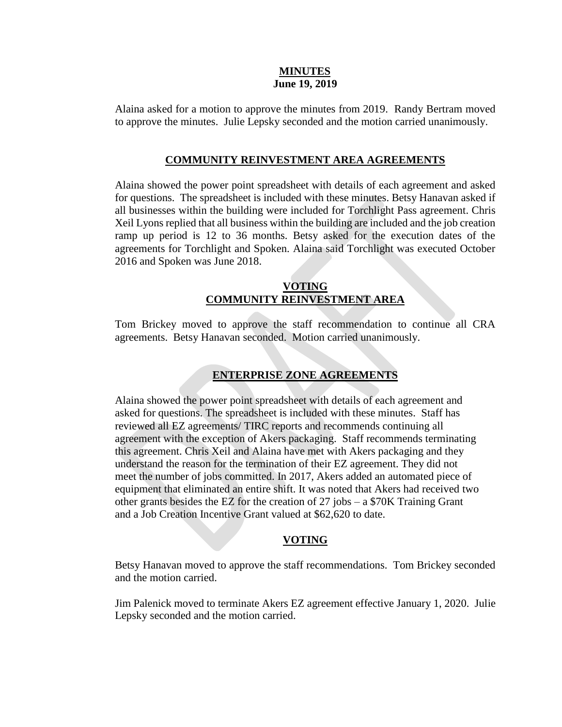## MINUTES
**June 19, 2019**

Alaina asked for a motion to approve the minutes from 2019. Randy Bertram moved to approve the minutes. Julie Lepsky seconded and the motion carried unanimously.

## COMMUNITY REINVESTMENT AREA AGREEMENTS

Alaina showed the power point spreadsheet with details of each agreement and asked for questions. The spreadsheet is included with these minutes. Betsy Hanavan asked if all businesses within the building were included for Torchlight Pass agreement. Chris Xeil Lyons replied that all business within the building are included and the job creation ramp up period is 12 to 36 months. Betsy asked for the execution dates of the agreements for Torchlight and Spoken. Alaina said Torchlight was executed October 2016 and Spoken was June 2018.

## VOTING
## COMMUNITY REINVESTMENT AREA

Tom Brickey moved to approve the staff recommendation to continue all CRA agreements. Betsy Hanavan seconded. Motion carried unanimously.

## ENTERPRISE ZONE AGREEMENTS

Alaina showed the power point spreadsheet with details of each agreement and asked for questions. The spreadsheet is included with these minutes. Staff has reviewed all EZ agreements/ TIRC reports and recommends continuing all agreement with the exception of Akers packaging. Staff recommends terminating this agreement. Chris Xeil and Alaina have met with Akers packaging and they understand the reason for the termination of their EZ agreement. They did not meet the number of jobs committed. In 2017, Akers added an automated piece of equipment that eliminated an entire shift. It was noted that Akers had received two other grants besides the EZ for the creation of 27 jobs – a $70K Training Grant and a Job Creation Incentive Grant valued at $62,620 to date.

## VOTING

Betsy Hanavan moved to approve the staff recommendations. Tom Brickey seconded and the motion carried.

Jim Palenick moved to terminate Akers EZ agreement effective January 1, 2020. Julie Lepsky seconded and the motion carried.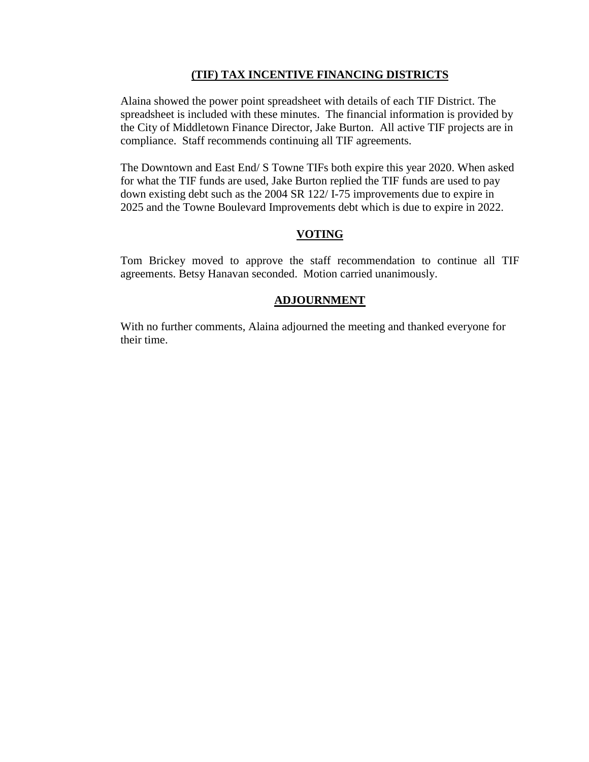## (TIF) TAX INCENTIVE FINANCING DISTRICTS

Alaina showed the power point spreadsheet with details of each TIF District. The spreadsheet is included with these minutes. The financial information is provided by the City of Middletown Finance Director, Jake Burton. All active TIF projects are in compliance. Staff recommends continuing all TIF agreements.

The Downtown and East End/ S Towne TIFs both expire this year 2020. When asked for what the TIF funds are used, Jake Burton replied the TIF funds are used to pay down existing debt such as the 2004 SR 122/ I-75 improvements due to expire in 2025 and the Towne Boulevard Improvements debt which is due to expire in 2022.

## VOTING

Tom Brickey moved to approve the staff recommendation to continue all TIF agreements. Betsy Hanavan seconded. Motion carried unanimously.

## ADJOURNMENT

With no further comments, Alaina adjourned the meeting and thanked everyone for their time.